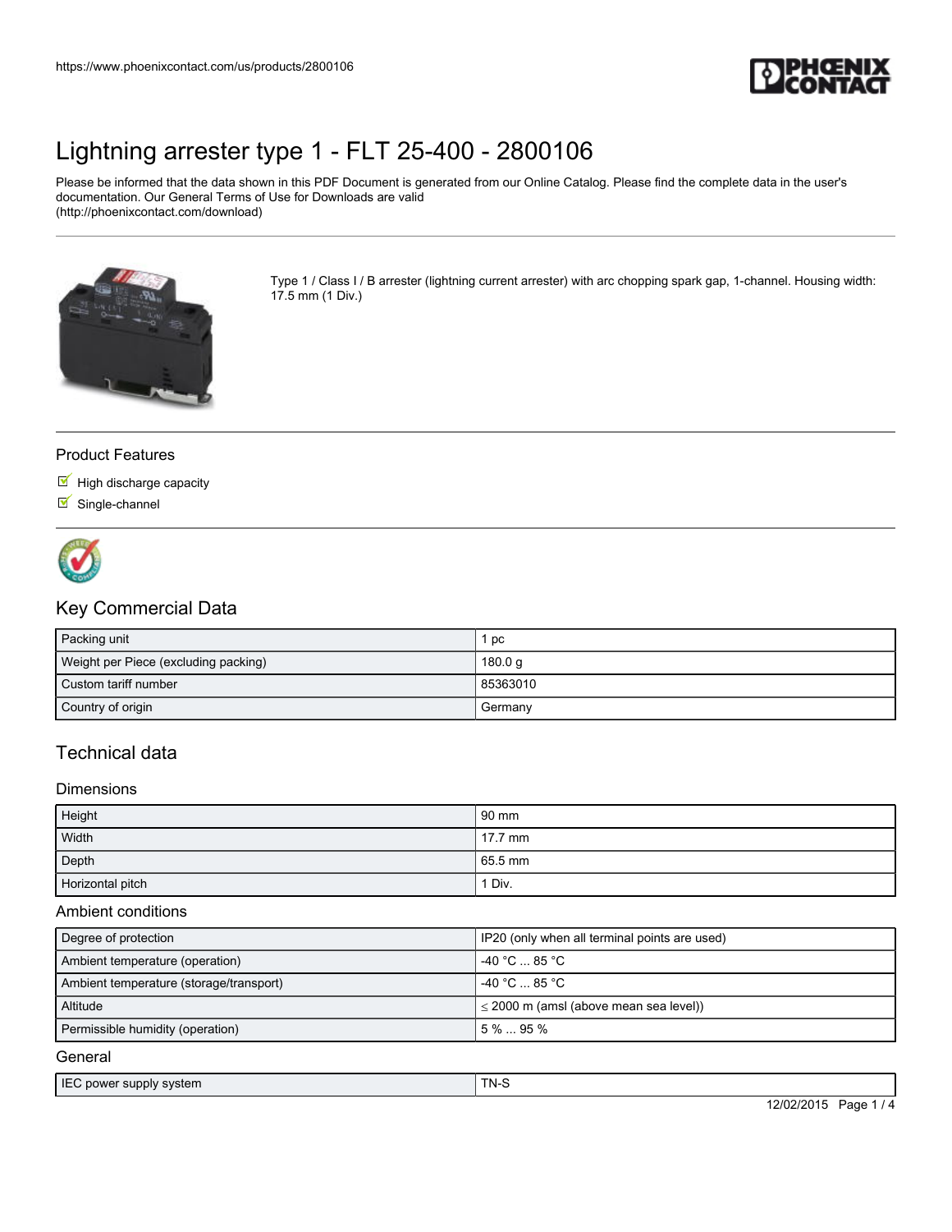# Lightning arrester type 1 - FLT 25-400 - 2800106

Please be informed that the data shown in this PDF Document is generated from our Online Catalog. Please find the complete data in the user's documentation. Our General Terms of Use for Downloads are valid (http://phoenixcontact.com/download)

Type 1 / Class I / B arrester (lightning current arrester) with arc chopping spark gap, 1-channel. Housing width: 17.5 mm (1 Div.)

## Product Features

- High discharge capacity
- Single-channel

## Key Commercial Data

| | |
|---|---|
| Packing unit | 1 pc |
| Weight per Piece (excluding packing) | 180.0 g |
| Custom tariff number | 85363010 |
| Country of origin | Germany |

## Technical data

### Dimensions

| | |
|---|---|
| Height | 90 mm |
| Width | 17.7 mm |
| Depth | 65.5 mm |
| Horizontal pitch | 1 Div. |

### Ambient conditions

| | |
|---|---|
| Degree of protection | IP20 (only when all terminal points are used) |
| Ambient temperature (operation) | -40 °C ... 85 °C |
| Ambient temperature (storage/transport) | -40 °C ... 85 °C |
| Altitude | ≤ 2000 m (amsl (above mean sea level)) |
| Permissible humidity (operation) | 5 % ... 95 % |

### General

| | |
|---|---|
| IEC power supply system | TN-S |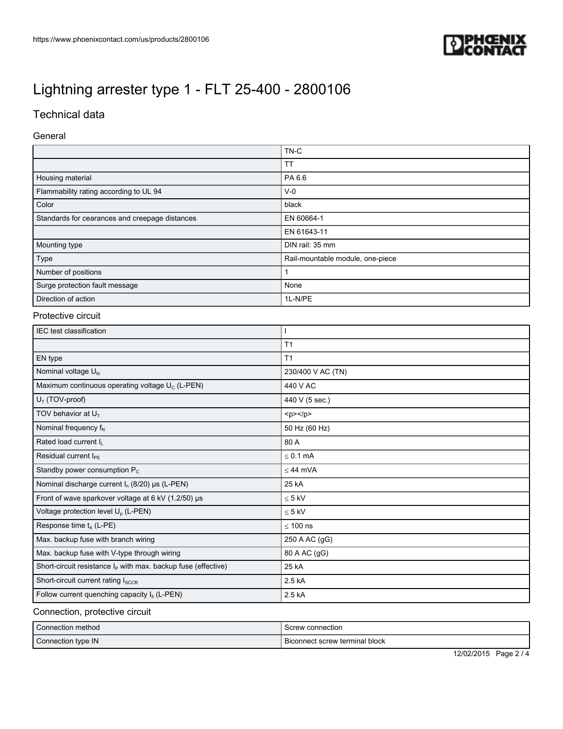# Lightning arrester type 1 - FLT 25-400 - 2800106

## Technical data

### General

| | |
|---|---|
| | TN-C |
| | TT |
| Housing material | PA 6.6 |
| Flammability rating according to UL 94 | V-0 |
| Color | black |
| Standards for cearances and creepage distances | EN 60664-1 |
| | EN 61643-11 |
| Mounting type | DIN rail: 35 mm |
| Type | Rail-mountable module, one-piece |
| Number of positions | 1 |
| Surge protection fault message | None |
| Direction of action | 1L-N/PE |

### Protective circuit

| | |
|---|---|
| IEC test classification | I |
| | T1 |
| EN type | T1 |
| Nominal voltage $U_N$ | 230/400 V AC (TN) |
| Maximum continuous operating voltage $U_C$ (L-PEN) | 440 V AC |
| $U_T$ (TOV-proof) | 440 V (5 sec.) |
| TOV behavior at $U_T$ | <p></p> |
| Nominal frequency $f_N$ | 50 Hz (60 Hz) |
| Rated load current $I_L$ | 80 A |
| Residual current $I_{PE}$ | ≤ 0.1 mA |
| Standby power consumption $P_C$ | ≤ 44 mVA |
| Nominal discharge current $I_n$ (8/20) µs (L-PEN) | 25 kA |
| Front of wave sparkover voltage at 6 kV (1.2/50) µs | ≤ 5 kV |
| Voltage protection level $U_p$ (L-PEN) | ≤ 5 kV |
| Response time $t_A$ (L-PE) | ≤ 100 ns |
| Max. backup fuse with branch wiring | 250 A AC (gG) |
| Max. backup fuse with V-type through wiring | 80 A AC (gG) |
| Short-circuit resistance $I_P$ with max. backup fuse (effective) | 25 kA |
| Short-circuit current rating $I_{SCCR}$ | 2.5 kA |
| Follow current quenching capacity $I_{fi}$ (L-PEN) | 2.5 kA |

### Connection, protective circuit

| | |
|---|---|
| Connection method | Screw connection |
| Connection type IN | Biconnect screw terminal block |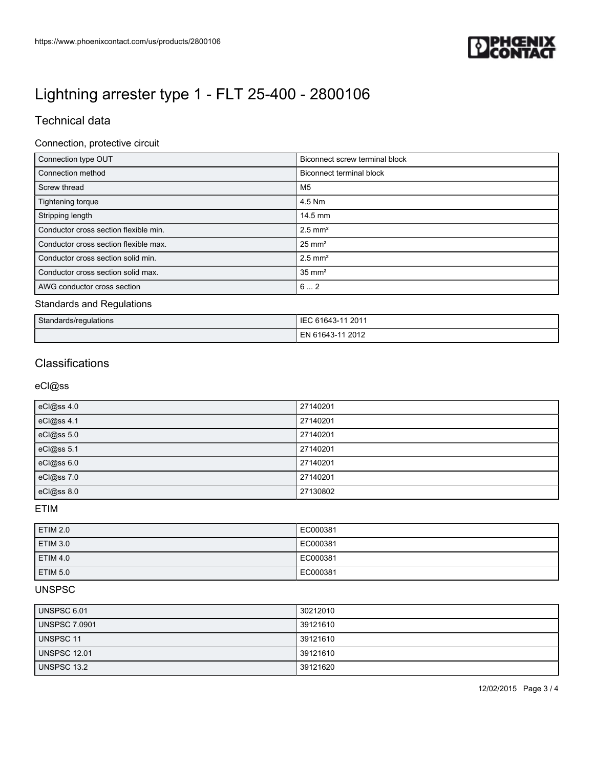# Lightning arrester type 1 - FLT 25-400 - 2800106

## Technical data

### Connection, protective circuit

| | |
|---|---|
| Connection type OUT | Biconnect screw terminal block |
| Connection method | Biconnect terminal block |
| Screw thread | M5 |
| Tightening torque | 4.5 Nm |
| Stripping length | 14.5 mm |
| Conductor cross section flexible min. | 2.5 mm² |
| Conductor cross section flexible max. | 25 mm² |
| Conductor cross section solid min. | 2.5 mm² |
| Conductor cross section solid max. | 35 mm² |
| AWG conductor cross section | 6 ... 2 |

### Standards and Regulations

| | |
|---|---|
| Standards/regulations | IEC 61643-11 2011 |
| | EN 61643-11 2012 |

## Classifications

### eCl@ss

| | |
|---|---|
| eCl@ss 4.0 | 27140201 |
| eCl@ss 4.1 | 27140201 |
| eCl@ss 5.0 | 27140201 |
| eCl@ss 5.1 | 27140201 |
| eCl@ss 6.0 | 27140201 |
| eCl@ss 7.0 | 27140201 |
| eCl@ss 8.0 | 27130802 |

### ETIM

| | |
|---|---|
| ETIM 2.0 | EC000381 |
| ETIM 3.0 | EC000381 |
| ETIM 4.0 | EC000381 |
| ETIM 5.0 | EC000381 |

### UNSPSC

| | |
|---|---|
| UNSPSC 6.01 | 30212010 |
| UNSPSC 7.0901 | 39121610 |
| UNSPSC 11 | 39121610 |
| UNSPSC 12.01 | 39121610 |
| UNSPSC 13.2 | 39121620 |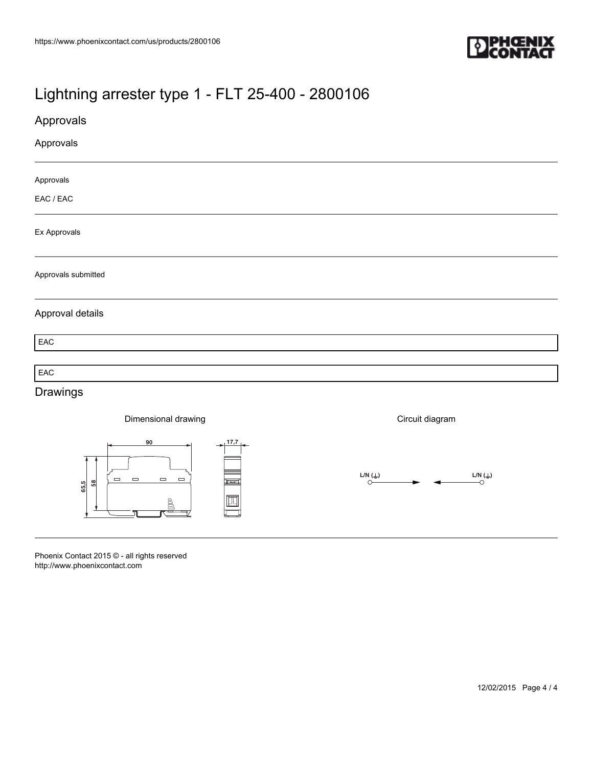# Lightning arrester type 1 - FLT 25-400 - 2800106

## Approvals

### Approvals

Approvals

EAC / EAC

Ex Approvals

Approvals submitted

### Approval details

EAC

EAC

## Drawings

Dimensional drawing

90

17,7

65,5

58

Circuit diagram

L/N (⊥)

L/N (⊥)

Phoenix Contact 2015 © - all rights reserved
http://www.phoenixcontact.com